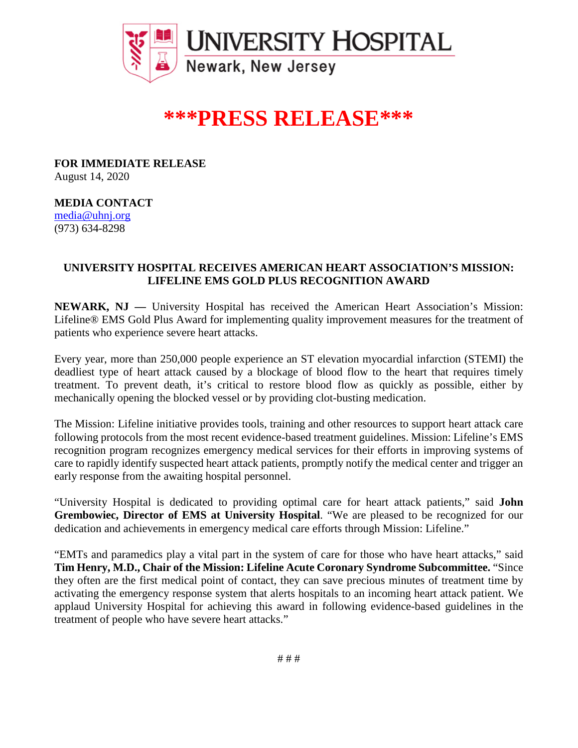UNIVERSITY HOSPITAL
Newark, New Jersey

# ***PRESS RELEASE***

**FOR IMMEDIATE RELEASE**
August 14, 2020

**MEDIA CONTACT**
media@uhnj.org
(973) 634-8298

## UNIVERSITY HOSPITAL RECEIVES AMERICAN HEART ASSOCIATION'S MISSION: LIFELINE EMS GOLD PLUS RECOGNITION AWARD

**NEWARK, NJ —** University Hospital has received the American Heart Association's Mission: Lifeline® EMS Gold Plus Award for implementing quality improvement measures for the treatment of patients who experience severe heart attacks.

Every year, more than 250,000 people experience an ST elevation myocardial infarction (STEMI) the deadliest type of heart attack caused by a blockage of blood flow to the heart that requires timely treatment. To prevent death, it's critical to restore blood flow as quickly as possible, either by mechanically opening the blocked vessel or by providing clot-busting medication.

The Mission: Lifeline initiative provides tools, training and other resources to support heart attack care following protocols from the most recent evidence-based treatment guidelines. Mission: Lifeline's EMS recognition program recognizes emergency medical services for their efforts in improving systems of care to rapidly identify suspected heart attack patients, promptly notify the medical center and trigger an early response from the awaiting hospital personnel.

"University Hospital is dedicated to providing optimal care for heart attack patients," said **John Grembowiec, Director of EMS at University Hospital**. "We are pleased to be recognized for our dedication and achievements in emergency medical care efforts through Mission: Lifeline."

"EMTs and paramedics play a vital part in the system of care for those who have heart attacks," said **Tim Henry, M.D., Chair of the Mission: Lifeline Acute Coronary Syndrome Subcommittee.** "Since they often are the first medical point of contact, they can save precious minutes of treatment time by activating the emergency response system that alerts hospitals to an incoming heart attack patient. We applaud University Hospital for achieving this award in following evidence-based guidelines in the treatment of people who have severe heart attacks."

# # #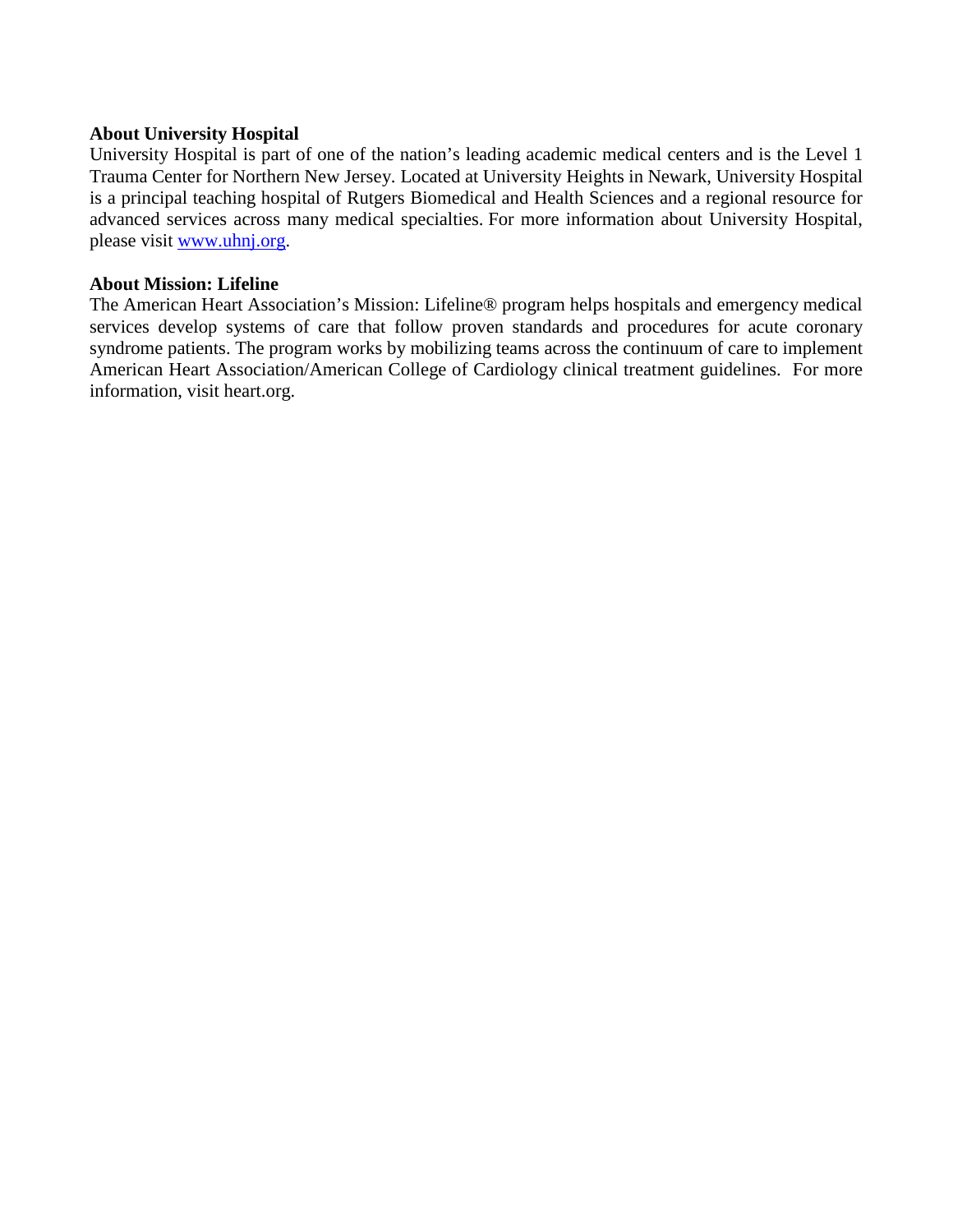**About University Hospital**
University Hospital is part of one of the nation's leading academic medical centers and is the Level 1 Trauma Center for Northern New Jersey. Located at University Heights in Newark, University Hospital is a principal teaching hospital of Rutgers Biomedical and Health Sciences and a regional resource for advanced services across many medical specialties. For more information about University Hospital, please visit [www.uhnj.org](http://www.uhnj.org).

**About Mission: Lifeline**
The American Heart Association's Mission: Lifeline® program helps hospitals and emergency medical services develop systems of care that follow proven standards and procedures for acute coronary syndrome patients. The program works by mobilizing teams across the continuum of care to implement American Heart Association/American College of Cardiology clinical treatment guidelines. For more information, visit heart.org.